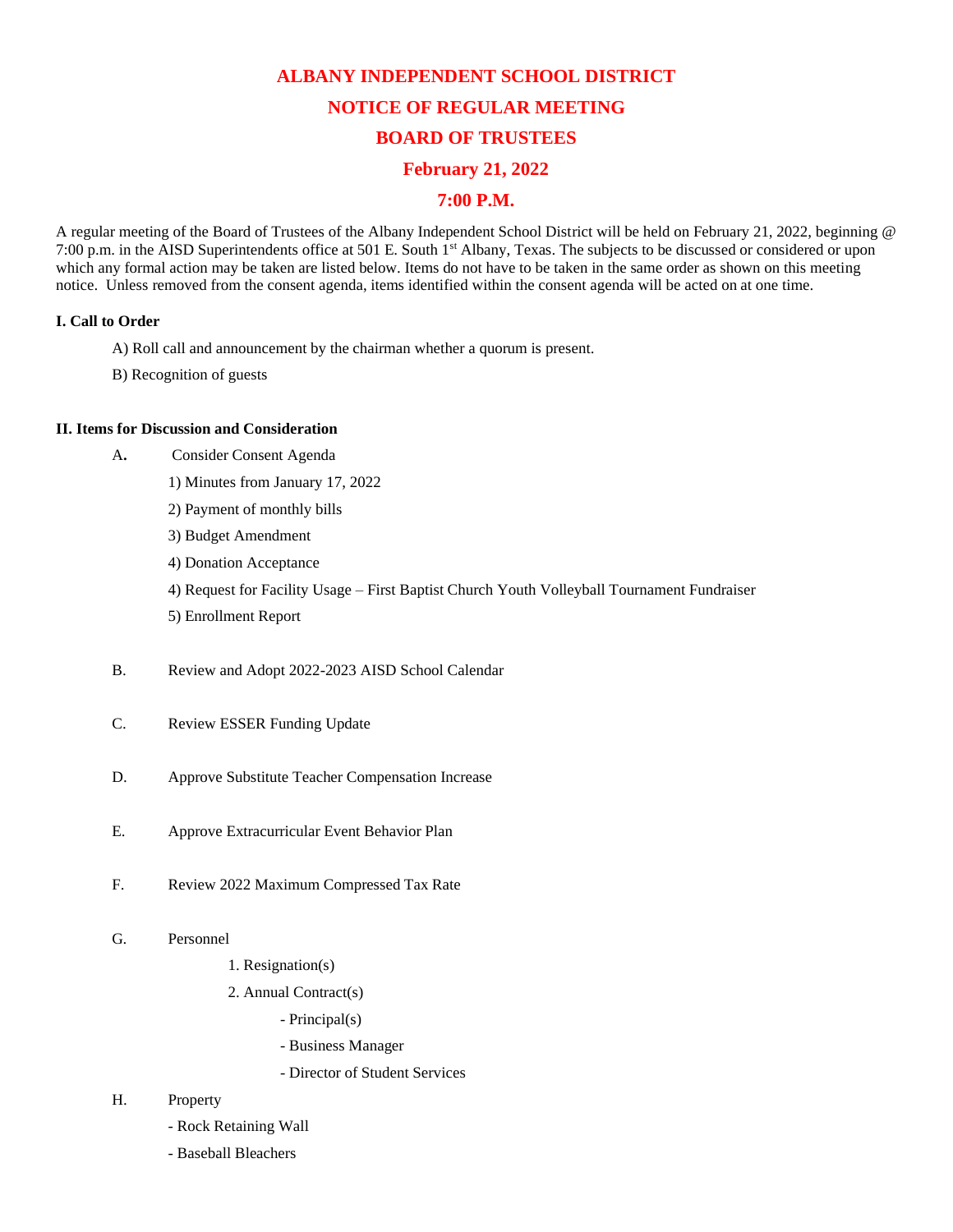# ALBANY INDEPENDENT SCHOOL DISTRICT

# NOTICE OF REGULAR MEETING

# BOARD OF TRUSTEES

# February 21, 2022

# 7:00 P.M.

A regular meeting of the Board of Trustees of the Albany Independent School District will be held on February 21, 2022, beginning @ 7:00 p.m. in the AISD Superintendents office at 501 E. South 1st Albany, Texas. The subjects to be discussed or considered or upon which any formal action may be taken are listed below. Items do not have to be taken in the same order as shown on this meeting notice. Unless removed from the consent agenda, items identified within the consent agenda will be acted on at one time.

**I. Call to Order**

A) Roll call and announcement by the chairman whether a quorum is present.

B) Recognition of guests

**II. Items for Discussion and Consideration**

A. Consider Consent Agenda

1) Minutes from January 17, 2022

2) Payment of monthly bills

3) Budget Amendment

4) Donation Acceptance

4) Request for Facility Usage – First Baptist Church Youth Volleyball Tournament Fundraiser

5) Enrollment Report

B. Review and Adopt 2022-2023 AISD School Calendar

C. Review ESSER Funding Update

D. Approve Substitute Teacher Compensation Increase

E. Approve Extracurricular Event Behavior Plan

F. Review 2022 Maximum Compressed Tax Rate

G. Personnel

1. Resignation(s)

2. Annual Contract(s)

- Principal(s)

- Business Manager

- Director of Student Services

H. Property

- Rock Retaining Wall

- Baseball Bleachers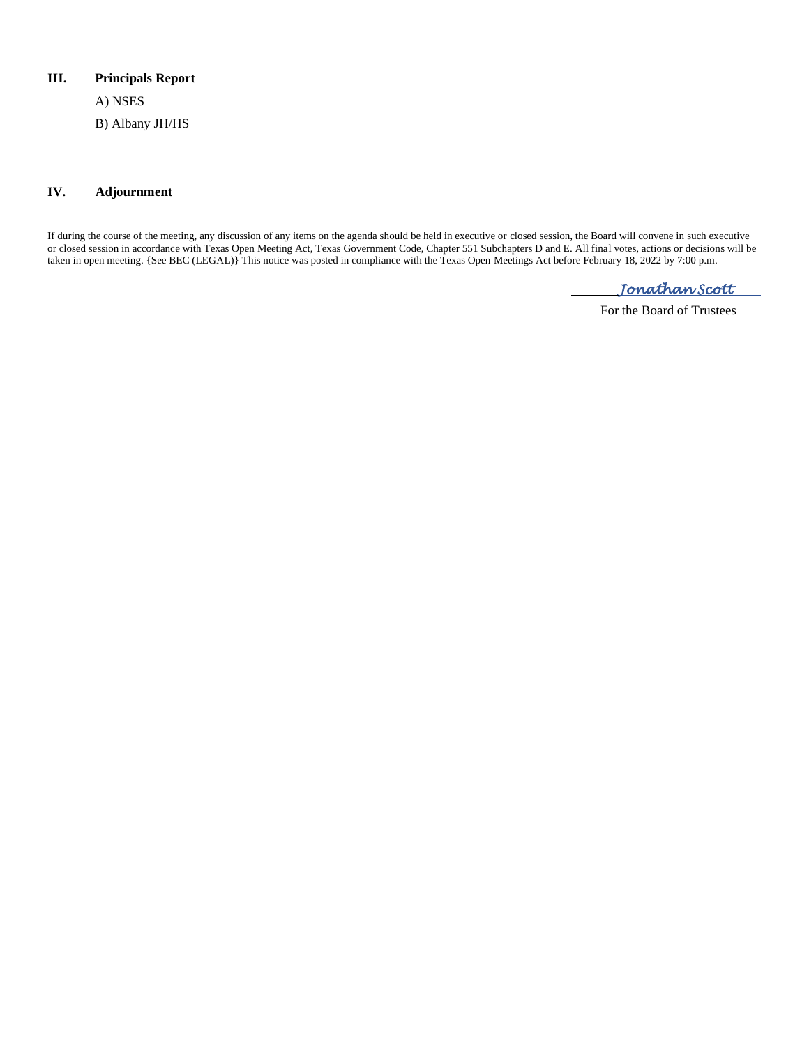## III. Principals Report

A) NSES

B) Albany JH/HS

## IV. Adjournment

If during the course of the meeting, any discussion of any items on the agenda should be held in executive or closed session, the Board will convene in such executive or closed session in accordance with Texas Open Meeting Act, Texas Government Code, Chapter 551 Subchapters D and E. All final votes, actions or decisions will be taken in open meeting. {See BEC (LEGAL)} This notice was posted in compliance with the Texas Open Meetings Act before February 18, 2022 by 7:00 p.m.

*Jonathan Scott*

For the Board of Trustees